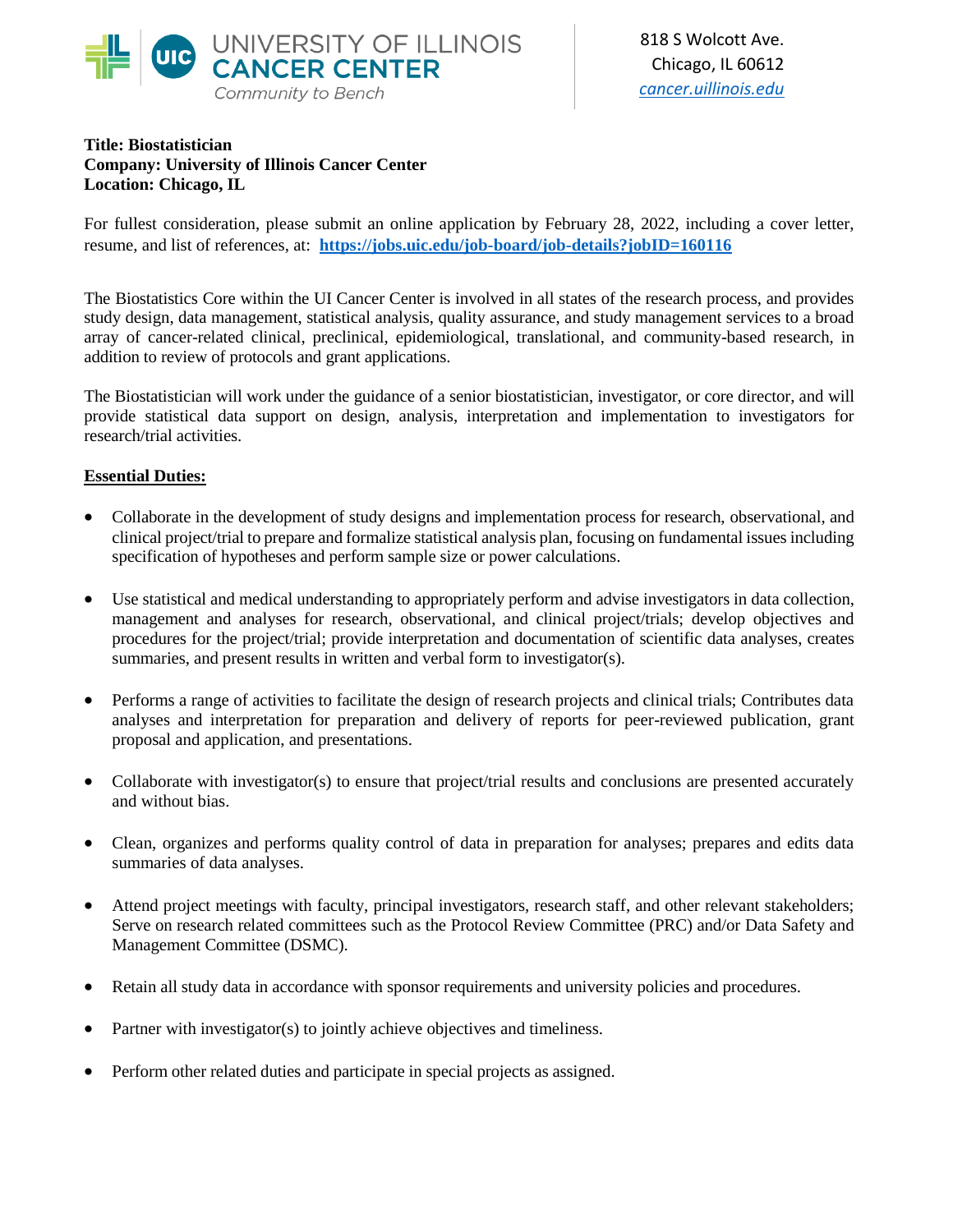UNIVERSITY OF ILLINOIS
CANCER CENTER
*Community to Bench*

818 S Wolcott Ave.
Chicago, IL 60612
*cancer.uillinois.edu*

**Title: Biostatistician**
**Company: University of Illinois Cancer Center**
**Location: Chicago, IL**

For fullest consideration, please submit an online application by February 28, 2022, including a cover letter, resume, and list of references, at: **https://jobs.uic.edu/job-board/job-details?jobID=160116**

The Biostatistics Core within the UI Cancer Center is involved in all states of the research process, and provides study design, data management, statistical analysis, quality assurance, and study management services to a broad array of cancer-related clinical, preclinical, epidemiological, translational, and community-based research, in addition to review of protocols and grant applications.

The Biostatistician will work under the guidance of a senior biostatistician, investigator, or core director, and will provide statistical data support on design, analysis, interpretation and implementation to investigators for research/trial activities.

## Essential Duties:

- Collaborate in the development of study designs and implementation process for research, observational, and clinical project/trial to prepare and formalize statistical analysis plan, focusing on fundamental issues including specification of hypotheses and perform sample size or power calculations.

- Use statistical and medical understanding to appropriately perform and advise investigators in data collection, management and analyses for research, observational, and clinical project/trials; develop objectives and procedures for the project/trial; provide interpretation and documentation of scientific data analyses, creates summaries, and present results in written and verbal form to investigator(s).

- Performs a range of activities to facilitate the design of research projects and clinical trials; Contributes data analyses and interpretation for preparation and delivery of reports for peer-reviewed publication, grant proposal and application, and presentations.

- Collaborate with investigator(s) to ensure that project/trial results and conclusions are presented accurately and without bias.

- Clean, organizes and performs quality control of data in preparation for analyses; prepares and edits data summaries of data analyses.

- Attend project meetings with faculty, principal investigators, research staff, and other relevant stakeholders; Serve on research related committees such as the Protocol Review Committee (PRC) and/or Data Safety and Management Committee (DSMC).

- Retain all study data in accordance with sponsor requirements and university policies and procedures.

- Partner with investigator(s) to jointly achieve objectives and timeliness.

- Perform other related duties and participate in special projects as assigned.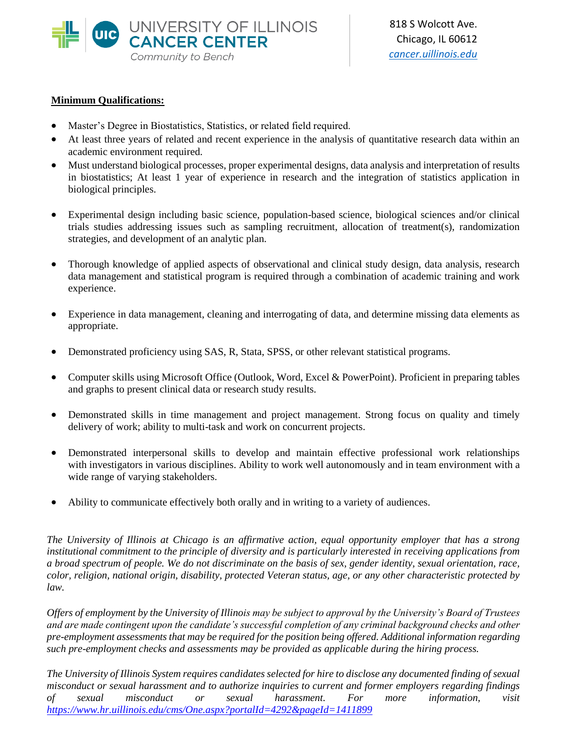**Minimum Qualifications:**

- Master's Degree in Biostatistics, Statistics, or related field required.
- At least three years of related and recent experience in the analysis of quantitative research data within an academic environment required.
- Must understand biological processes, proper experimental designs, data analysis and interpretation of results in biostatistics; At least 1 year of experience in research and the integration of statistics application in biological principles.
- Experimental design including basic science, population-based science, biological sciences and/or clinical trials studies addressing issues such as sampling recruitment, allocation of treatment(s), randomization strategies, and development of an analytic plan.
- Thorough knowledge of applied aspects of observational and clinical study design, data analysis, research data management and statistical program is required through a combination of academic training and work experience.
- Experience in data management, cleaning and interrogating of data, and determine missing data elements as appropriate.
- Demonstrated proficiency using SAS, R, Stata, SPSS, or other relevant statistical programs.
- Computer skills using Microsoft Office (Outlook, Word, Excel & PowerPoint). Proficient in preparing tables and graphs to present clinical data or research study results.
- Demonstrated skills in time management and project management. Strong focus on quality and timely delivery of work; ability to multi-task and work on concurrent projects.
- Demonstrated interpersonal skills to develop and maintain effective professional work relationships with investigators in various disciplines. Ability to work well autonomously and in team environment with a wide range of varying stakeholders.
- Ability to communicate effectively both orally and in writing to a variety of audiences.

*The University of Illinois at Chicago is an affirmative action, equal opportunity employer that has a strong institutional commitment to the principle of diversity and is particularly interested in receiving applications from a broad spectrum of people. We do not discriminate on the basis of sex, gender identity, sexual orientation, race, color, religion, national origin, disability, protected Veteran status, age, or any other characteristic protected by law.*

*Offers of employment by the University of Illinois may be subject to approval by the University's Board of Trustees and are made contingent upon the candidate's successful completion of any criminal background checks and other pre-employment assessments that may be required for the position being offered. Additional information regarding such pre-employment checks and assessments may be provided as applicable during the hiring process.*

*The University of Illinois System requires candidates selected for hire to disclose any documented finding of sexual misconduct or sexual harassment and to authorize inquiries to current and former employers regarding findings of sexual misconduct or sexual harassment. For more information, visit https://www.hr.uillinois.edu/cms/One.aspx?portalId=4292&pageId=1411899*